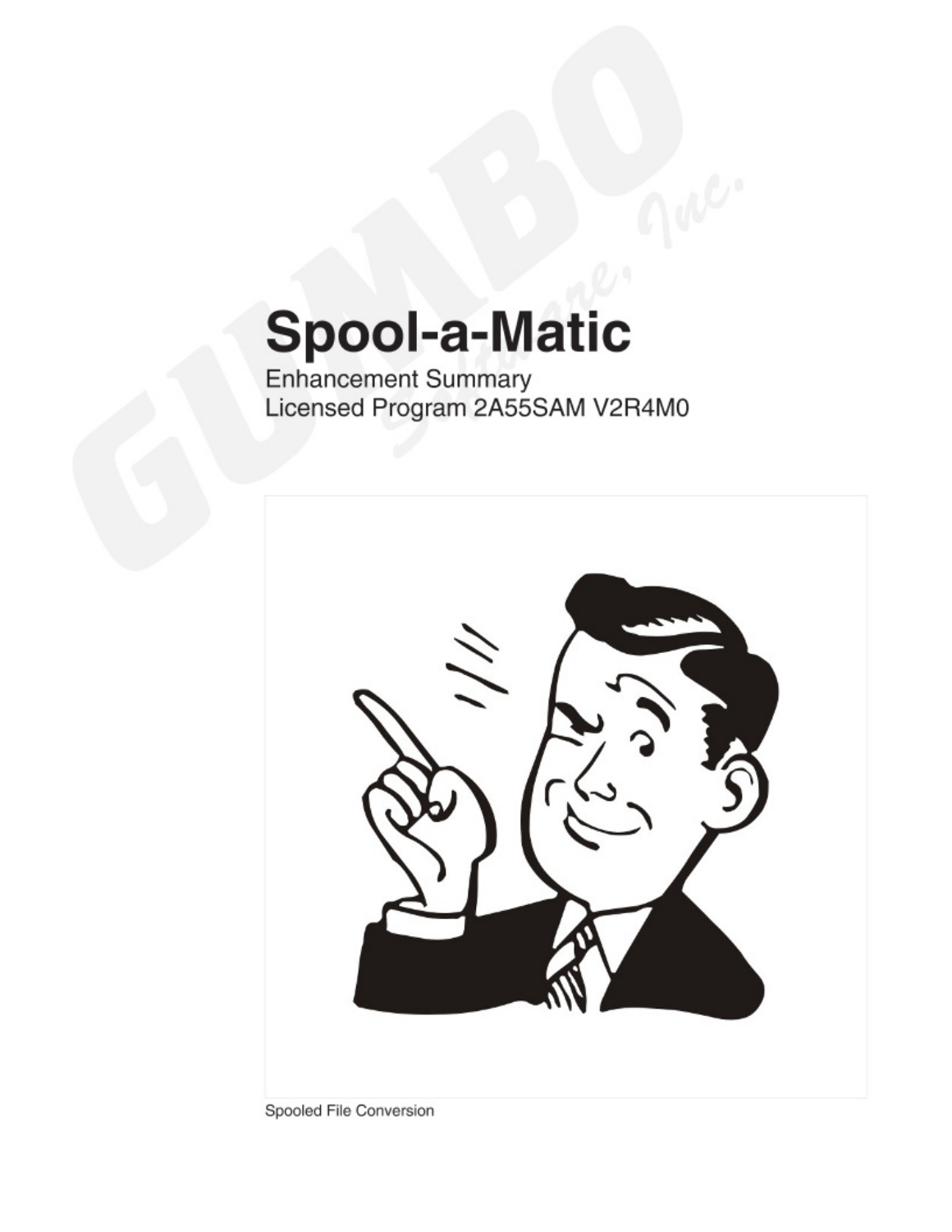# Spool-a-Matic

Enhancement Summary
Licensed Program 2A55SAM V2R4M0

Spooled File Conversion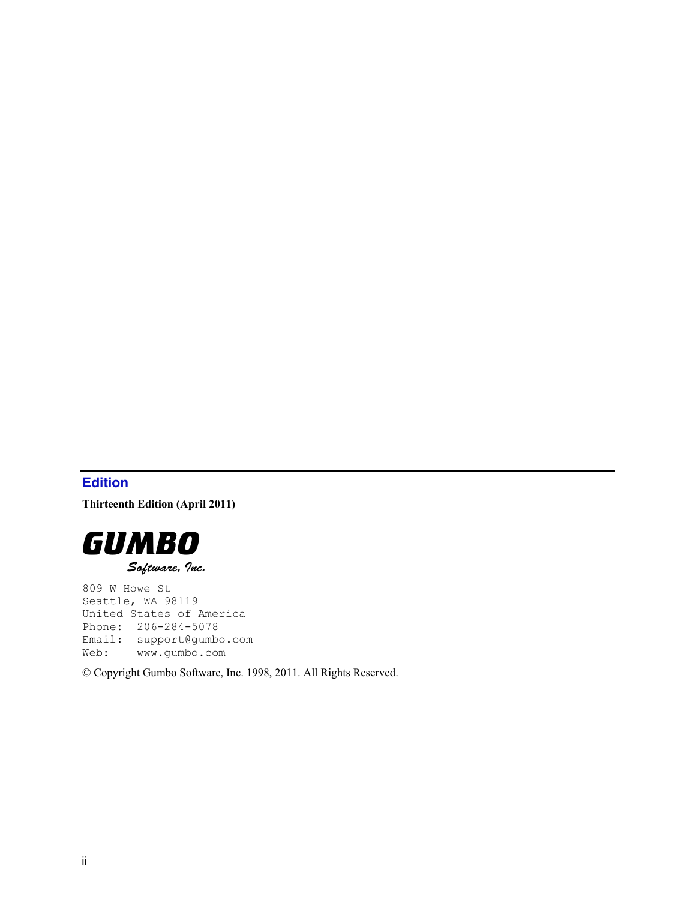## Edition

**Thirteenth Edition (April 2011)**

**GUMBO**
*Software, Inc.*

```
809 W Howe St
Seattle, WA 98119
United States of America
Phone:  206-284-5078
Email:  support@gumbo.com
Web:    www.gumbo.com
```

© Copyright Gumbo Software, Inc. 1998, 2011. All Rights Reserved.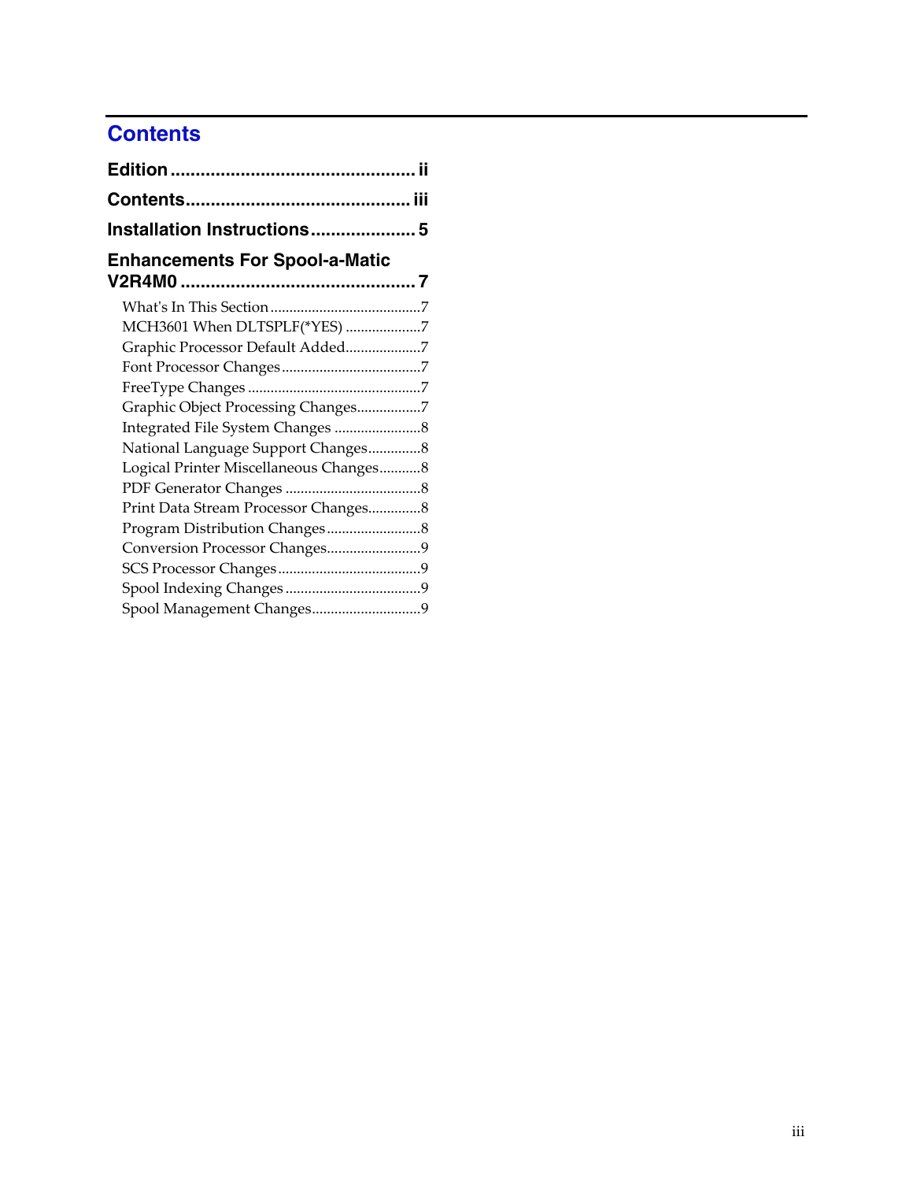# Contents

**Edition ................................................ ii**

**Contents............................................ iii**

**Installation Instructions.................... 5**

**Enhancements For Spool-a-Matic V2R4M0 .............................................. 7**

- What's In This Section........................................7
- MCH3601 When DLTSPLF(*YES) ....................7
- Graphic Processor Default Added....................7
- Font Processor Changes.....................................7
- FreeType Changes .............................................7
- Graphic Object Processing Changes.................7
- Integrated File System Changes .......................8
- National Language Support Changes..............8
- Logical Printer Miscellaneous Changes...........8
- PDF Generator Changes ....................................8
- Print Data Stream Processor Changes..............8
- Program Distribution Changes.........................8
- Conversion Processor Changes.........................9
- SCS Processor Changes.....................................9
- Spool Indexing Changes ....................................9
- Spool Management Changes.............................9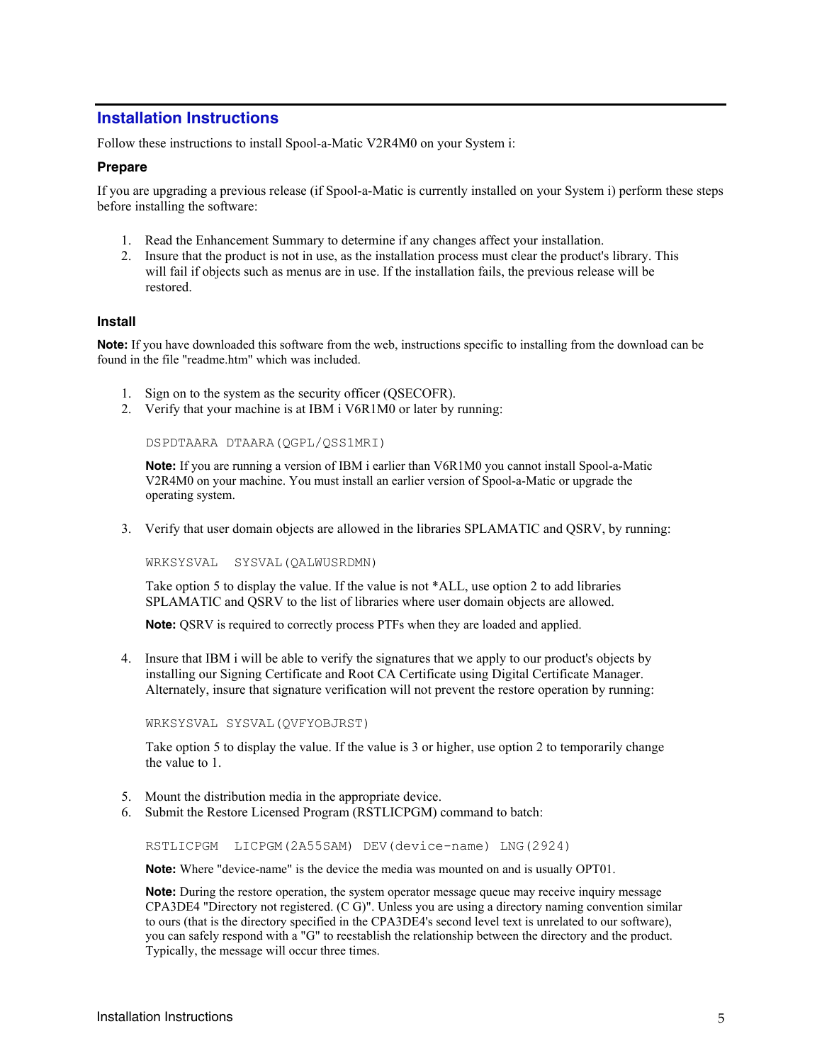## Installation Instructions

Follow these instructions to install Spool-a-Matic V2R4M0 on your System i:

### Prepare

If you are upgrading a previous release (if Spool-a-Matic is currently installed on your System i) perform these steps before installing the software:

1. Read the Enhancement Summary to determine if any changes affect your installation.
2. Insure that the product is not in use, as the installation process must clear the product's library. This will fail if objects such as menus are in use. If the installation fails, the previous release will be restored.

### Install

**Note:** If you have downloaded this software from the web, instructions specific to installing from the download can be found in the file "readme.htm" which was included.

1. Sign on to the system as the security officer (QSECOFR).
2. Verify that your machine is at IBM i V6R1M0 or later by running:

   ```
   DSPDTAARA DTAARA(QGPL/QSS1MRI)
   ```

   **Note:** If you are running a version of IBM i earlier than V6R1M0 you cannot install Spool-a-Matic V2R4M0 on your machine. You must install an earlier version of Spool-a-Matic or upgrade the operating system.

3. Verify that user domain objects are allowed in the libraries SPLAMATIC and QSRV, by running:

   ```
   WRKSYSVAL  SYSVAL(QALWUSRDMN)
   ```

   Take option 5 to display the value. If the value is not *ALL, use option 2 to add libraries SPLAMATIC and QSRV to the list of libraries where user domain objects are allowed.

   **Note:** QSRV is required to correctly process PTFs when they are loaded and applied.

4. Insure that IBM i will be able to verify the signatures that we apply to our product's objects by installing our Signing Certificate and Root CA Certificate using Digital Certificate Manager. Alternately, insure that signature verification will not prevent the restore operation by running:

   ```
   WRKSYSVAL SYSVAL(QVFYOBJRST)
   ```

   Take option 5 to display the value. If the value is 3 or higher, use option 2 to temporarily change the value to 1.

5. Mount the distribution media in the appropriate device.
6. Submit the Restore Licensed Program (RSTLICPGM) command to batch:

   ```
   RSTLICPGM  LICPGM(2A55SAM) DEV(device-name) LNG(2924)
   ```

   **Note:** Where "device-name" is the device the media was mounted on and is usually OPT01.

   **Note:** During the restore operation, the system operator message queue may receive inquiry message CPA3DE4 "Directory not registered. (C G)". Unless you are using a directory naming convention similar to ours (that is the directory specified in the CPA3DE4's second level text is unrelated to our software), you can safely respond with a "G" to reestablish the relationship between the directory and the product. Typically, the message will occur three times.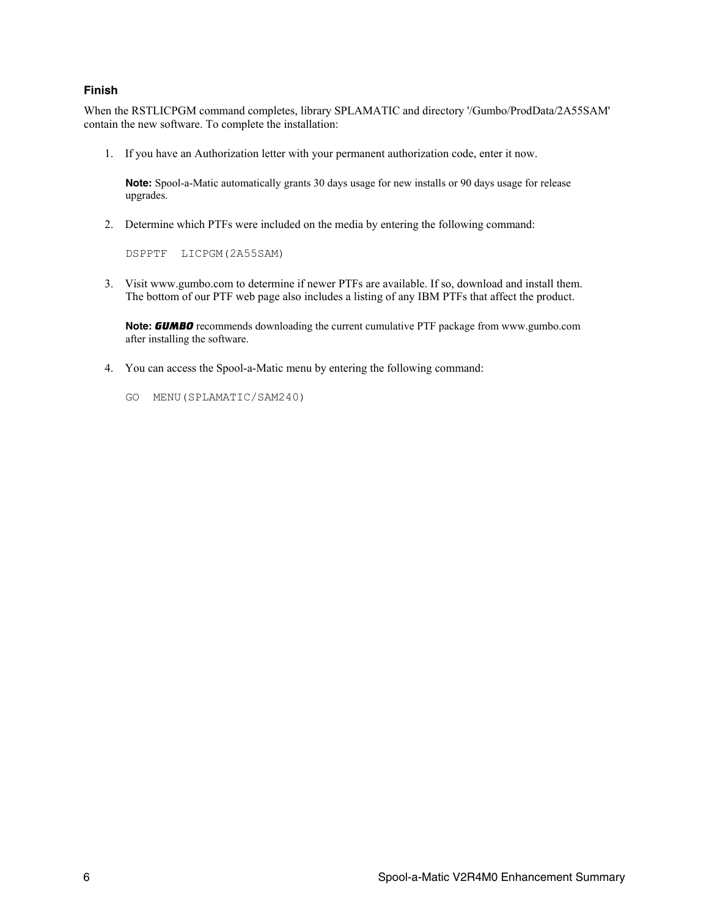### Finish

When the RSTLICPGM command completes, library SPLAMATIC and directory '/Gumbo/ProdData/2A55SAM' contain the new software. To complete the installation:

1. If you have an Authorization letter with your permanent authorization code, enter it now.

   **Note:** Spool-a-Matic automatically grants 30 days usage for new installs or 90 days usage for release upgrades.

2. Determine which PTFs were included on the media by entering the following command:

   ```
   DSPPTF  LICPGM(2A55SAM)
   ```

3. Visit www.gumbo.com to determine if newer PTFs are available. If so, download and install them. The bottom of our PTF web page also includes a listing of any IBM PTFs that affect the product.

   **Note:** ***GUMBO*** recommends downloading the current cumulative PTF package from www.gumbo.com after installing the software.

4. You can access the Spool-a-Matic menu by entering the following command:

   ```
   GO  MENU(SPLAMATIC/SAM240)
   ```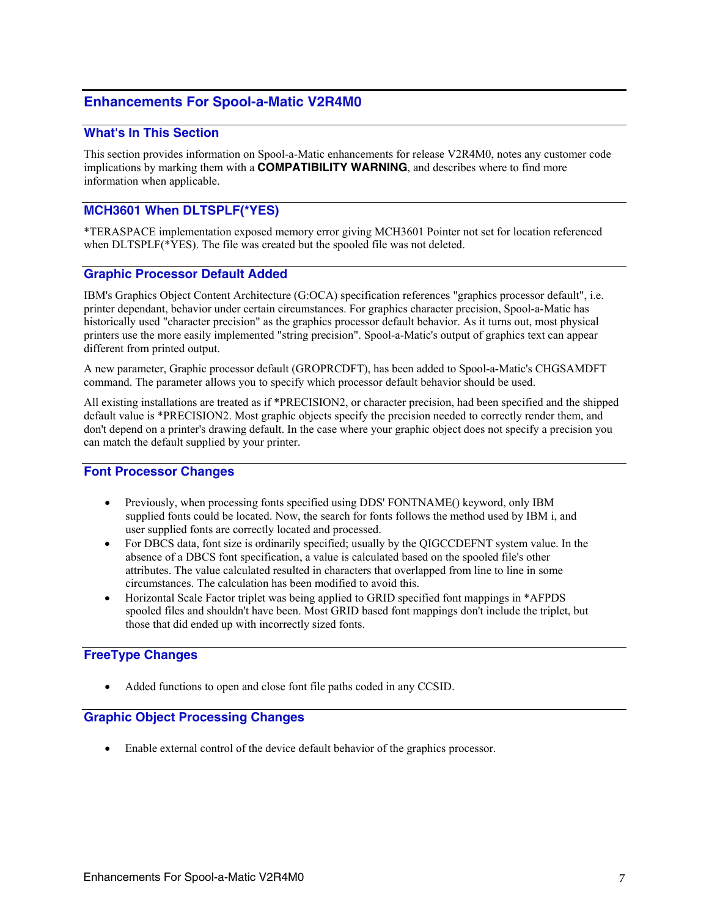## Enhancements For Spool-a-Matic V2R4M0

### What's In This Section

This section provides information on Spool-a-Matic enhancements for release V2R4M0, notes any customer code implications by marking them with a **COMPATIBILITY WARNING**, and describes where to find more information when applicable.

### MCH3601 When DLTSPLF(*YES)

*TERASPACE implementation exposed memory error giving MCH3601 Pointer not set for location referenced when DLTSPLF(*YES). The file was created but the spooled file was not deleted.

### Graphic Processor Default Added

IBM's Graphics Object Content Architecture (G:OCA) specification references "graphics processor default", i.e. printer dependant, behavior under certain circumstances. For graphics character precision, Spool-a-Matic has historically used "character precision" as the graphics processor default behavior. As it turns out, most physical printers use the more easily implemented "string precision". Spool-a-Matic's output of graphics text can appear different from printed output.

A new parameter, Graphic processor default (GROPRCDFT), has been added to Spool-a-Matic's CHGSAMDFT command. The parameter allows you to specify which processor default behavior should be used.

All existing installations are treated as if *PRECISION2, or character precision, had been specified and the shipped default value is *PRECISION2. Most graphic objects specify the precision needed to correctly render them, and don't depend on a printer's drawing default. In the case where your graphic object does not specify a precision you can match the default supplied by your printer.

### Font Processor Changes

- Previously, when processing fonts specified using DDS' FONTNAME() keyword, only IBM supplied fonts could be located. Now, the search for fonts follows the method used by IBM i, and user supplied fonts are correctly located and processed.
- For DBCS data, font size is ordinarily specified; usually by the QIGCCDEFNT system value. In the absence of a DBCS font specification, a value is calculated based on the spooled file's other attributes. The value calculated resulted in characters that overlapped from line to line in some circumstances. The calculation has been modified to avoid this.
- Horizontal Scale Factor triplet was being applied to GRID specified font mappings in *AFPDS spooled files and shouldn't have been. Most GRID based font mappings don't include the triplet, but those that did ended up with incorrectly sized fonts.

### FreeType Changes

- Added functions to open and close font file paths coded in any CCSID.

### Graphic Object Processing Changes

- Enable external control of the device default behavior of the graphics processor.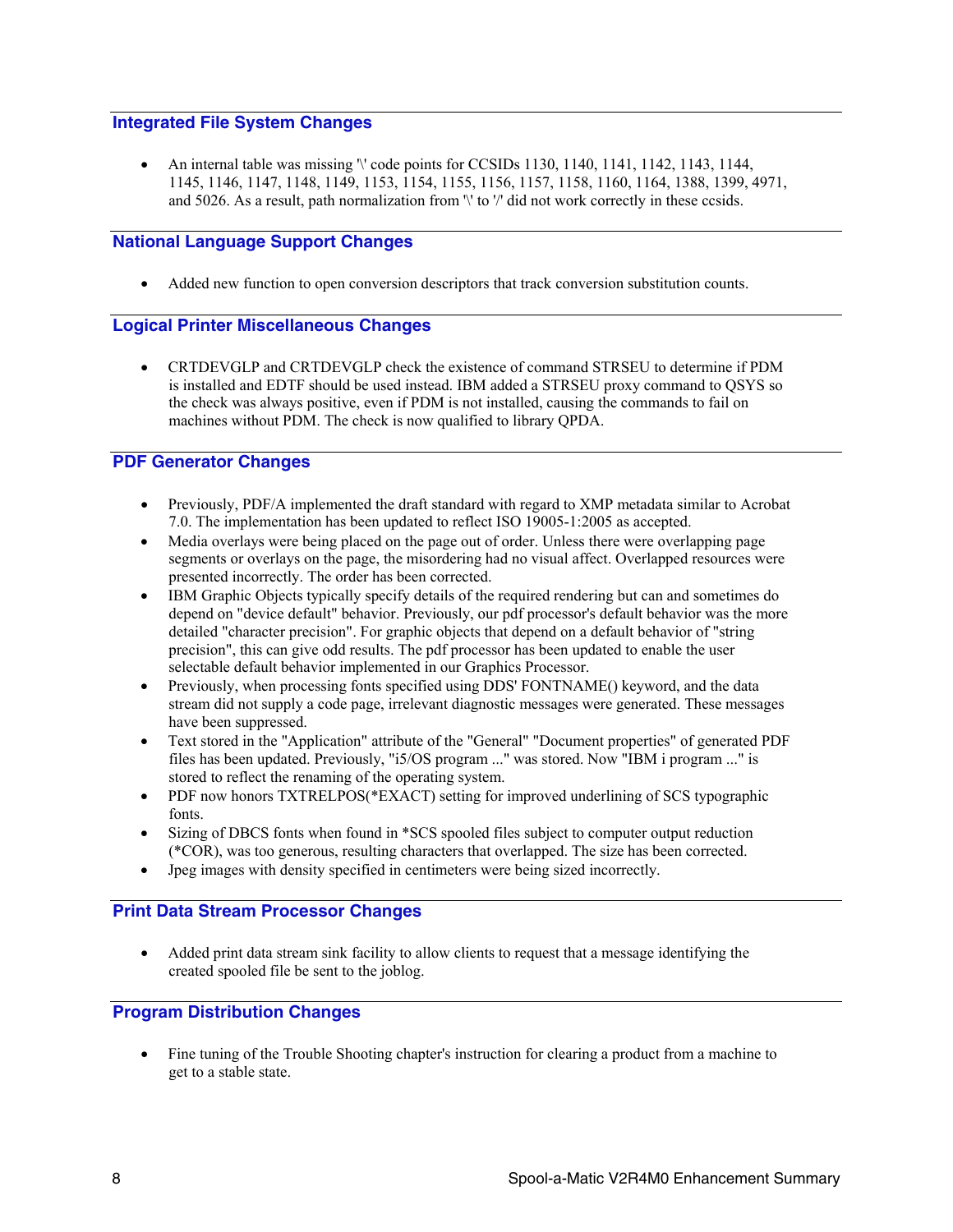## Integrated File System Changes

- An internal table was missing '\' code points for CCSIDs 1130, 1140, 1141, 1142, 1143, 1144, 1145, 1146, 1147, 1148, 1149, 1153, 1154, 1155, 1156, 1157, 1158, 1160, 1164, 1388, 1399, 4971, and 5026. As a result, path normalization from '\' to '/' did not work correctly in these ccsids.

## National Language Support Changes

- Added new function to open conversion descriptors that track conversion substitution counts.

## Logical Printer Miscellaneous Changes

- CRTDEVGLP and CRTDEVGLP check the existence of command STRSEU to determine if PDM is installed and EDTF should be used instead. IBM added a STRSEU proxy command to QSYS so the check was always positive, even if PDM is not installed, causing the commands to fail on machines without PDM. The check is now qualified to library QPDA.

## PDF Generator Changes

- Previously, PDF/A implemented the draft standard with regard to XMP metadata similar to Acrobat 7.0. The implementation has been updated to reflect ISO 19005-1:2005 as accepted.
- Media overlays were being placed on the page out of order. Unless there were overlapping page segments or overlays on the page, the misordering had no visual affect. Overlapped resources were presented incorrectly. The order has been corrected.
- IBM Graphic Objects typically specify details of the required rendering but can and sometimes do depend on "device default" behavior. Previously, our pdf processor's default behavior was the more detailed "character precision". For graphic objects that depend on a default behavior of "string precision", this can give odd results. The pdf processor has been updated to enable the user selectable default behavior implemented in our Graphics Processor.
- Previously, when processing fonts specified using DDS' FONTNAME() keyword, and the data stream did not supply a code page, irrelevant diagnostic messages were generated. These messages have been suppressed.
- Text stored in the "Application" attribute of the "General" "Document properties" of generated PDF files has been updated. Previously, "i5/OS program ..." was stored. Now "IBM i program ..." is stored to reflect the renaming of the operating system.
- PDF now honors TXTRELPOS(*EXACT) setting for improved underlining of SCS typographic fonts.
- Sizing of DBCS fonts when found in *SCS spooled files subject to computer output reduction (*COR), was too generous, resulting characters that overlapped. The size has been corrected.
- Jpeg images with density specified in centimeters were being sized incorrectly.

## Print Data Stream Processor Changes

- Added print data stream sink facility to allow clients to request that a message identifying the created spooled file be sent to the joblog.

## Program Distribution Changes

- Fine tuning of the Trouble Shooting chapter's instruction for clearing a product from a machine to get to a stable state.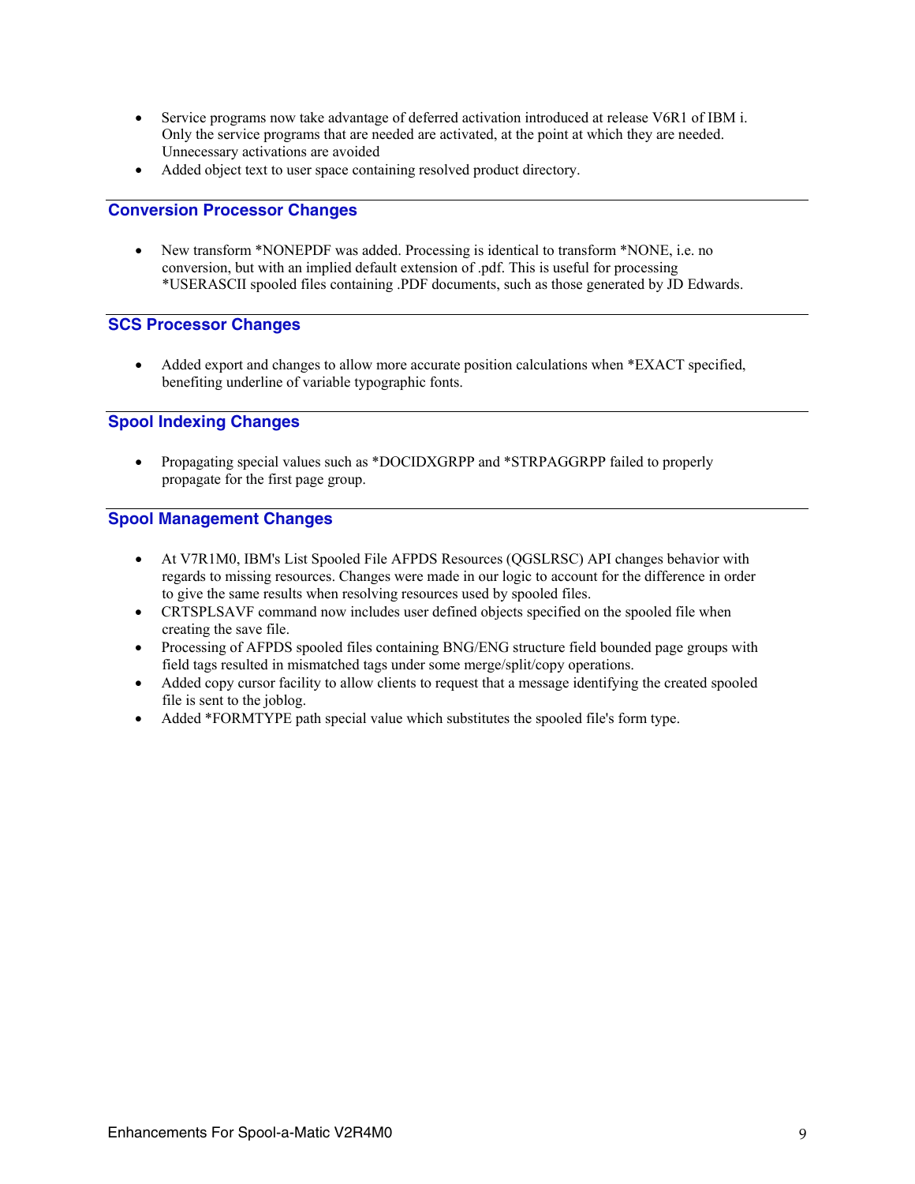- Service programs now take advantage of deferred activation introduced at release V6R1 of IBM i. Only the service programs that are needed are activated, at the point at which they are needed. Unnecessary activations are avoided
- Added object text to user space containing resolved product directory.

## Conversion Processor Changes

- New transform *NONEPDF was added. Processing is identical to transform *NONE, i.e. no conversion, but with an implied default extension of .pdf. This is useful for processing *USERASCII spooled files containing .PDF documents, such as those generated by JD Edwards.

## SCS Processor Changes

- Added export and changes to allow more accurate position calculations when *EXACT specified, benefiting underline of variable typographic fonts.

## Spool Indexing Changes

- Propagating special values such as *DOCIDXGRPP and *STRPAGGRPP failed to properly propagate for the first page group.

## Spool Management Changes

- At V7R1M0, IBM's List Spooled File AFPDS Resources (QGSLRSC) API changes behavior with regards to missing resources. Changes were made in our logic to account for the difference in order to give the same results when resolving resources used by spooled files.
- CRTSPLSAVF command now includes user defined objects specified on the spooled file when creating the save file.
- Processing of AFPDS spooled files containing BNG/ENG structure field bounded page groups with field tags resulted in mismatched tags under some merge/split/copy operations.
- Added copy cursor facility to allow clients to request that a message identifying the created spooled file is sent to the joblog.
- Added *FORMTYPE path special value which substitutes the spooled file's form type.